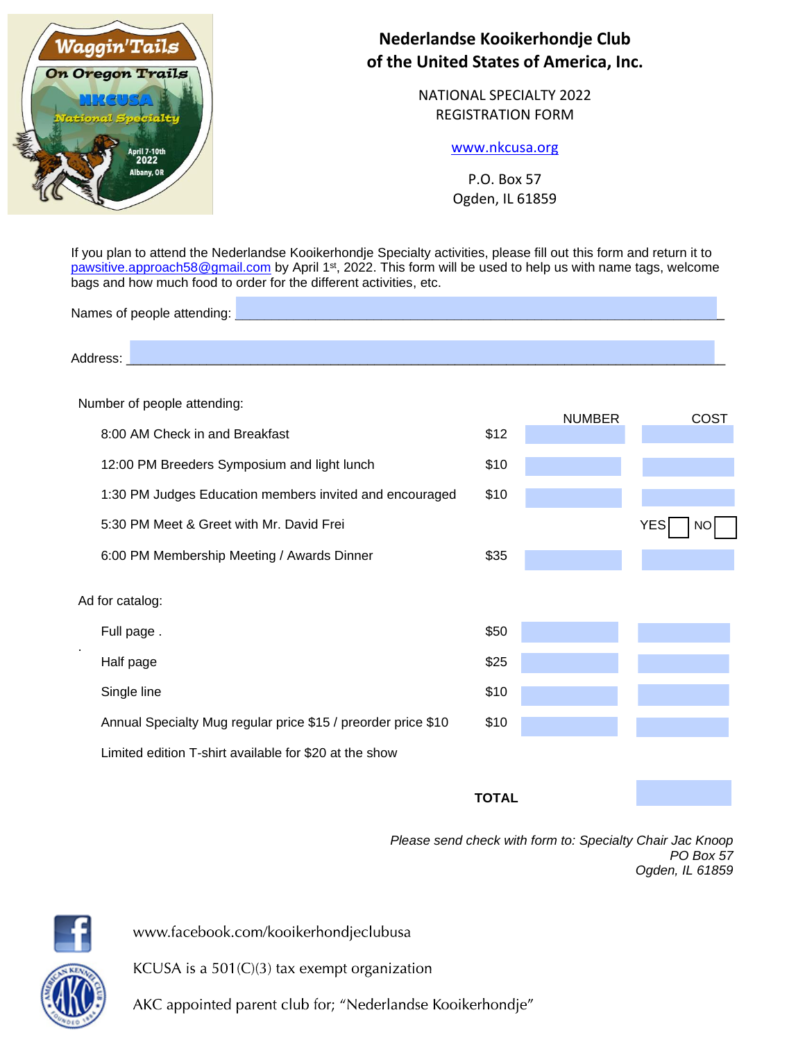# Nederlandse Kooikerhondje Club of the United States of America, Inc.

NATIONAL SPECIALTY 2022
REGISTRATION FORM

www.nkcusa.org

P.O. Box 57
Ogden, IL 61859

If you plan to attend the Nederlandse Kooikerhondje Specialty activities, please fill out this form and return it to pawsitive.approach58@gmail.com by April 1st, 2022. This form will be used to help us with name tags, welcome bags and how much food to order for the different activities, etc.

Names of people attending: ____________________________________________

Address: ____________________________________________

Number of people attending:

| | | NUMBER | COST |
|---|---|---|---|
| 8:00 AM Check in and Breakfast | $12 | | |
| 12:00 PM Breeders Symposium and light lunch | $10 | | |
| 1:30 PM Judges Education members invited and encouraged | $10 | | |
| 5:30 PM Meet & Greet with Mr. David Frei | | | YES ☐ NO ☐ |
| 6:00 PM Membership Meeting / Awards Dinner | $35 | | |

Ad for catalog:

| | | | |
|---|---|---|---|
| Full page . | $50 | | |
| Half page | $25 | | |
| Single line | $10 | | |
| Annual Specialty Mug regular price $15 / preorder price $10 | $10 | | |
| Limited edition T-shirt available for $20 at the show | | | |
| | **TOTAL** | | |

*Please send check with form to: Specialty Chair Jac Knoop*
*PO Box 57*
*Ogden, IL 61859*

www.facebook.com/kooikerhondjeclubusa

KCUSA is a 501(C)(3) tax exempt organization

AKC appointed parent club for; "Nederlandse Kooikerhondje"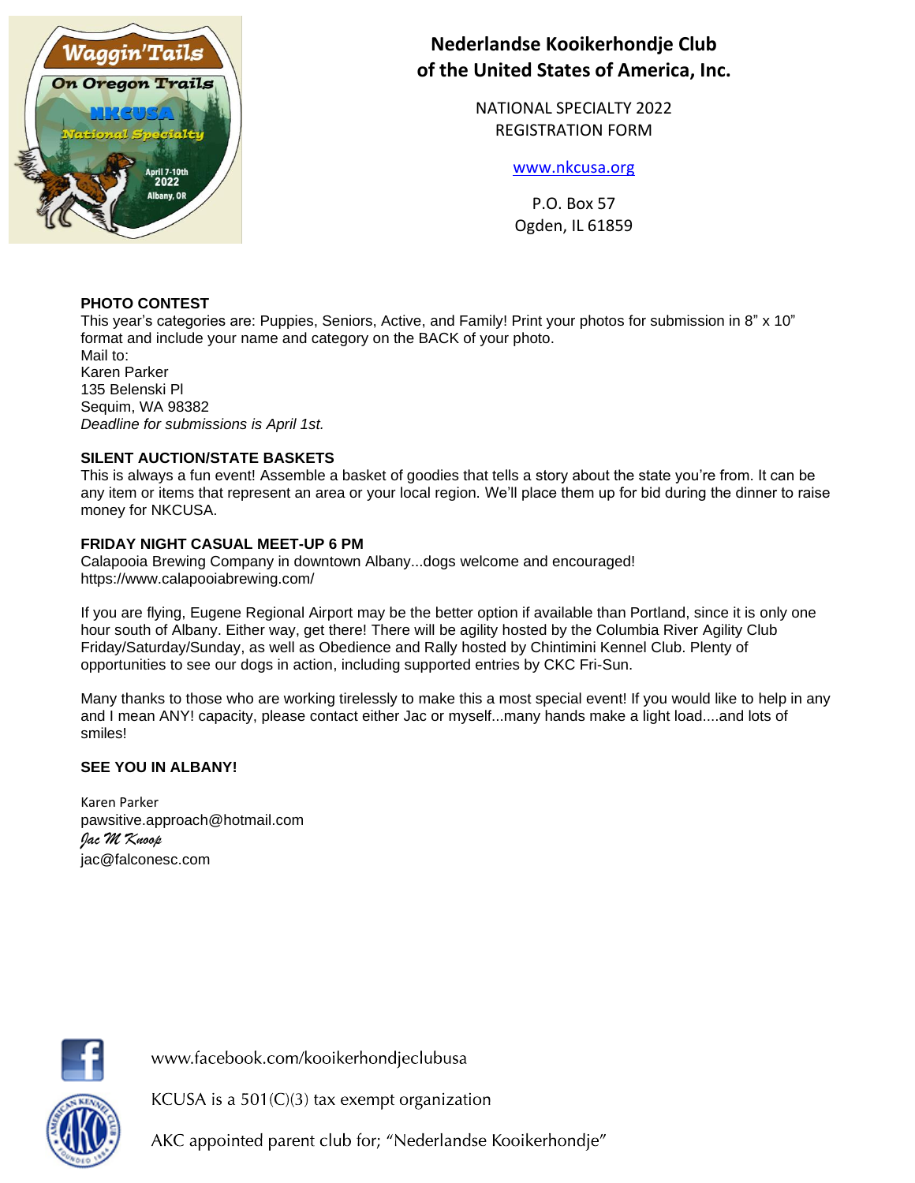# Nederlandse Kooikerhondje Club of the United States of America, Inc.

NATIONAL SPECIALTY 2022
REGISTRATION FORM

www.nkcusa.org

P.O. Box 57
Ogden, IL 61859

**PHOTO CONTEST**
This year's categories are: Puppies, Seniors, Active, and Family! Print your photos for submission in 8" x 10" format and include your name and category on the BACK of your photo.
Mail to:
Karen Parker
135 Belenski Pl
Sequim, WA 98382
*Deadline for submissions is April 1st.*

**SILENT AUCTION/STATE BASKETS**
This is always a fun event! Assemble a basket of goodies that tells a story about the state you're from. It can be any item or items that represent an area or your local region. We'll place them up for bid during the dinner to raise money for NKCUSA.

**FRIDAY NIGHT CASUAL MEET-UP 6 PM**
Calapooia Brewing Company in downtown Albany...dogs welcome and encouraged!
https://www.calapooiabrewing.com/

If you are flying, Eugene Regional Airport may be the better option if available than Portland, since it is only one hour south of Albany. Either way, get there! There will be agility hosted by the Columbia River Agility Club Friday/Saturday/Sunday, as well as Obedience and Rally hosted by Chintimini Kennel Club. Plenty of opportunities to see our dogs in action, including supported entries by CKC Fri-Sun.

Many thanks to those who are working tirelessly to make this a most special event! If you would like to help in any and I mean ANY! capacity, please contact either Jac or myself...many hands make a light load....and lots of smiles!

**SEE YOU IN ALBANY!**

Karen Parker
pawsitive.approach@hotmail.com
*Jac M Knoop*
jac@falconesc.com

www.facebook.com/kooikerhondjeclubusa

KCUSA is a 501(C)(3) tax exempt organization

AKC appointed parent club for; "Nederlandse Kooikerhondje"